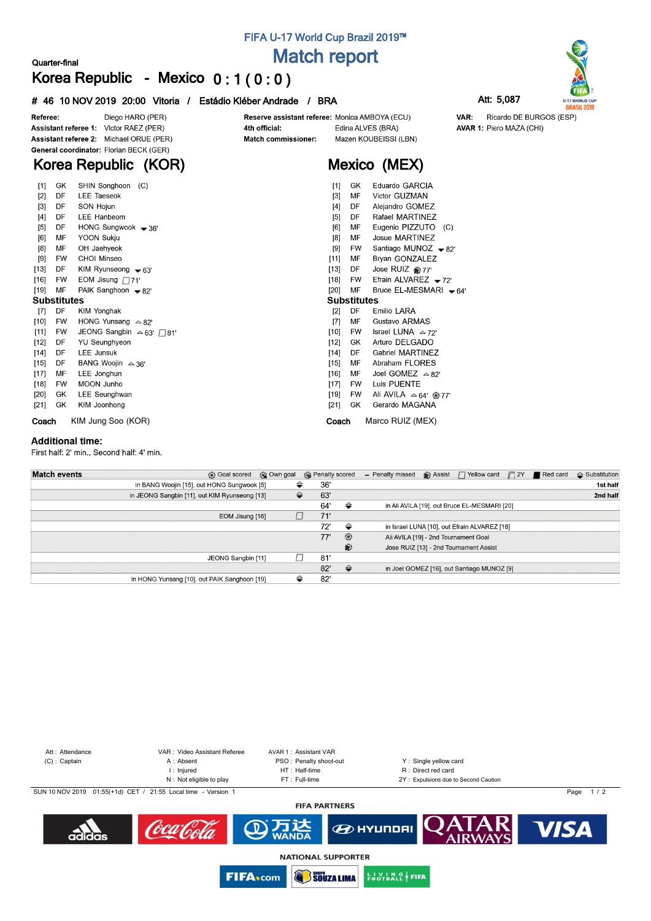# FIFA U-17 World Cup Brazil 2019™

## Match report

Quarter-final

## Korea Republic - Mexico 0 : 1 ( 0 : 0 )

**# 46 10 NOV 2019 20:00 Vitoria / Estádio Kléber Andrade / BRA**

Att: 5,087

**Referee:** Diego HARO (PER)
**Assistant referee 1:** Victor RAEZ (PER)
**Assistant referee 2:** Michael ORUE (PER)
**General coordinator:** Florian BECK (GER)

**Reserve assistant referee:** Monica AMBOYA (ECU)
**4th official:** Edina ALVES (BRA)
**Match commissioner:** Mazen KOUBEISSI (LBN)

**VAR:** Ricardo DE BURGOS (ESP)
**AVAR 1:** Piero MAZA (CHI)

## Korea Republic (KOR)

| No. | Pos | Player | Events |
|---|---|---|---|
| [1] | GK | SHIN Songhoon (C) | |
| [2] | DF | LEE Taeseok | |
| [3] | DF | SON Hojun | |
| [4] | DF | LEE Hanbeom | |
| [5] | DF | HONG Sungwook | ▼36' |
| [6] | MF | YOON Sukju | |
| [8] | MF | OH Jaehyeok | |
| [9] | FW | CHOI Minseo | |
| [13] | DF | KIM Ryunseong | ▼63' |
| [16] | FW | EOM Jisung | Yellow card 71' |
| [19] | MF | PAIK Sanghoon | ▼82' |

**Substitutes**

| No. | Pos | Player | Events |
|---|---|---|---|
| [7] | DF | KIM Yonghak | |
| [10] | FW | HONG Yunsang | △82' |
| [11] | FW | JEONG Sangbin | △63' Yellow card 81' |
| [12] | DF | YU Seunghyeon | |
| [14] | DF | LEE Junsuk | |
| [15] | DF | BANG Woojin | △36' |
| [17] | MF | LEE Jonghun | |
| [18] | FW | MOON Junho | |
| [20] | GK | LEE Seunghwan | |
| [21] | GK | KIM Joonhong | |

**Coach** KIM Jung Soo (KOR)

## Mexico (MEX)

| No. | Pos | Player | Events |
|---|---|---|---|
| [1] | GK | Eduardo GARCIA | |
| [3] | MF | Victor GUZMAN | |
| [4] | DF | Alejandro GOMEZ | |
| [5] | DF | Rafael MARTINEZ | |
| [6] | MF | Eugenio PIZZUTO (C) | |
| [8] | MF | Josue MARTINEZ | |
| [9] | FW | Santiago MUNOZ | ▼82' |
| [11] | MF | Bryan GONZALEZ | |
| [13] | DF | Jose RUIZ | Assist 77' |
| [18] | FW | Efrain ALVAREZ | ▼72' |
| [20] | MF | Bruce EL-MESMARI | ▼64' |

**Substitutes**

| No. | Pos | Player | Events |
|---|---|---|---|
| [2] | DF | Emilio LARA | |
| [7] | MF | Gustavo ARMAS | |
| [10] | FW | Israel LUNA | △72' |
| [12] | GK | Arturo DELGADO | |
| [14] | DF | Gabriel MARTINEZ | |
| [15] | MF | Abraham FLORES | |
| [16] | MF | Joel GOMEZ | △82' |
| [17] | FW | Luis PUENTE | |
| [19] | FW | Ali AVILA | △64' Goal 77' |
| [21] | GK | Gerardo MAGANA | |

**Coach** Marco RUIZ (MEX)

### Additional time:

First half: 2' min., Second half: 4' min.

### Match events

| Korea Republic | Event | Minute | Event | Mexico | |
|---|---|---|---|---|---|
| in BANG Woojin [15], out HONG Sungwook [5] | Substitution | 36' | | | 1st half |
| in JEONG Sangbin [11], out KIM Ryunseong [13] | Substitution | 63' | | | 2nd half |
| | | 64' | Substitution | in Ali AVILA [19], out Bruce EL-MESMARI [20] | |
| EOM Jisung [16] | Yellow card | 71' | | | |
| | | 72' | Substitution | in Israel LUNA [10], out Efrain ALVAREZ [18] | |
| | | 77' | Goal scored | Ali AVILA [19] - 2nd Tournament Goal | |
| | | | Assist | Jose RUIZ [13] - 2nd Tournament Assist | |
| JEONG Sangbin [11] | Yellow card | 81' | | | |
| | | 82' | Substitution | in Joel GOMEZ [16], out Santiago MUNOZ [9] | |
| in HONG Yunsang [10], out PAIK Sanghoon [19] | Substitution | 82' | | | |

Att : Attendance
(C) : Captain
VAR : Video Assistant Referee
A : Absent
I : Injured
N : Not eligible to play
AVAR 1 : Assistant VAR
PSO : Penalty shoot-out
HT : Half-time
FT : Full-time
Y : Single yellow card
R : Direct red card
2Y : Expulsions due to Second Caution

SUN 10 NOV 2019 01:55(+1d) CET / 21:55 Local time - Version 1

FIFA PARTNERS

NATIONAL SUPPORTER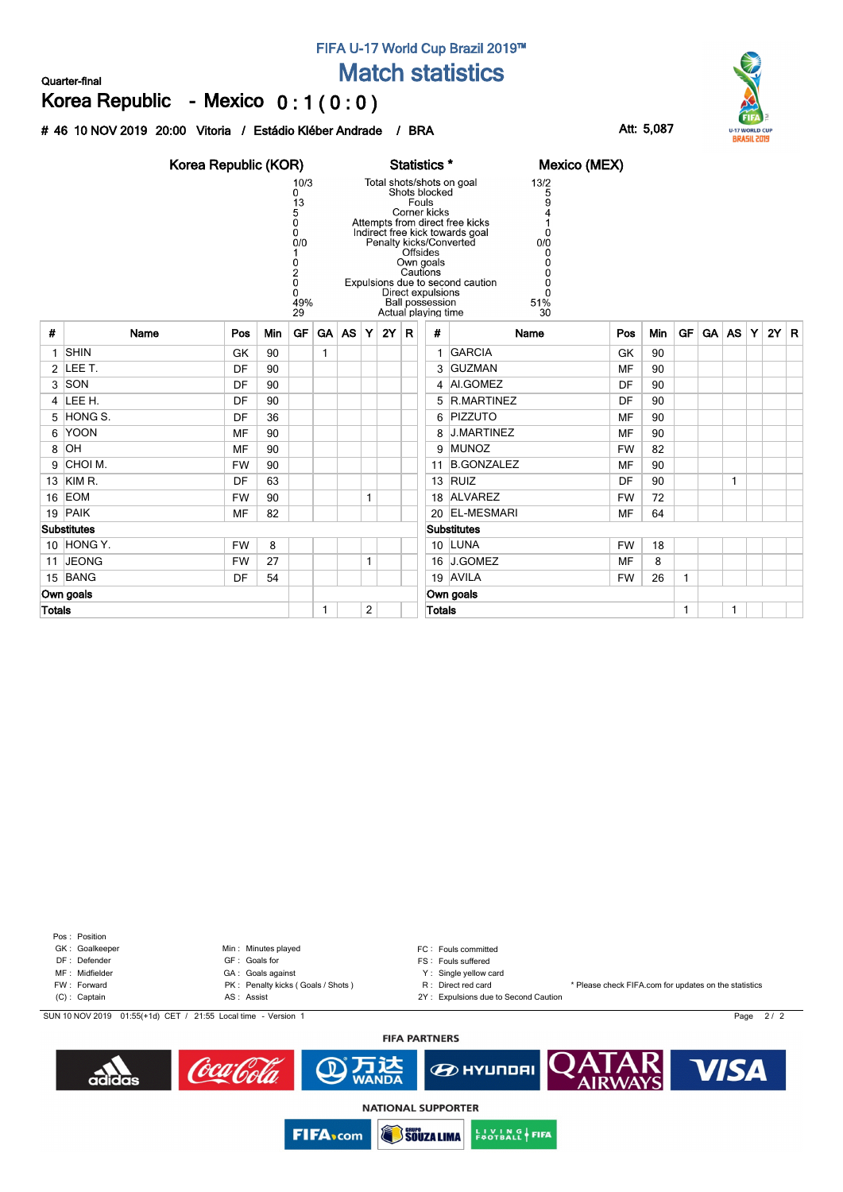# FIFA U-17 World Cup Brazil 2019™

## Match statistics

Quarter-final

**Korea Republic - Mexico 0 : 1 ( 0 : 0 )**

**# 46 10 NOV 2019 20:00 Vitoria / Estádio Kléber Andrade / BRA** Att: 5,087

| Korea Republic (KOR) | Statistics * | Mexico (MEX) |
|---|---|---|
| 10/3 | Total shots/shots on goal | 13/2 |
| 0 | Shots blocked | 5 |
| 13 | Fouls | 9 |
| 5 | Corner kicks | 4 |
| 0 | Attempts from direct free kicks | 1 |
| 0 | Indirect free kick towards goal | 0 |
| 0/0 | Penalty kicks/Converted | 0/0 |
| 1 | Offsides | 0 |
| 0 | Own goals | 0 |
| 2 | Cautions | 0 |
| 0 | Expulsions due to second caution | 0 |
| 0 | Direct expulsions | 0 |
| 49% | Ball possession | 51% |
| 29 | Actual playing time | 30 |

| # | Name | Pos | Min | GF | GA | AS | Y | 2Y | R |
|---|---|---|---|---|---|---|---|---|---|
| 1 | SHIN | GK | 90 | | 1 | | | | |
| 2 | LEE T. | DF | 90 | | | | | | |
| 3 | SON | DF | 90 | | | | | | |
| 4 | LEE H. | DF | 90 | | | | | | |
| 5 | HONG S. | DF | 36 | | | | | | |
| 6 | YOON | MF | 90 | | | | | | |
| 8 | OH | MF | 90 | | | | | | |
| 9 | CHOI M. | FW | 90 | | | | | | |
| 13 | KIM R. | DF | 63 | | | | | | |
| 16 | EOM | FW | 90 | | | | 1 | | |
| 19 | PAIK | MF | 82 | | | | | | |
| **Substitutes** | | | | | | | | | |
| 10 | HONG Y. | FW | 8 | | | | | | |
| 11 | JEONG | FW | 27 | | | | 1 | | |
| 15 | BANG | DF | 54 | | | | | | |
| **Own goals** | | | | | | | | | |
| **Totals** | | | | | 1 | | 2 | | |

| # | Name | Pos | Min | GF | GA | AS | Y | 2Y | R |
|---|---|---|---|---|---|---|---|---|---|
| 1 | GARCIA | GK | 90 | | | | | | |
| 3 | GUZMAN | MF | 90 | | | | | | |
| 4 | Al.GOMEZ | DF | 90 | | | | | | |
| 5 | R.MARTINEZ | DF | 90 | | | | | | |
| 6 | PIZZUTO | MF | 90 | | | | | | |
| 8 | J.MARTINEZ | MF | 90 | | | | | | |
| 9 | MUNOZ | FW | 82 | | | | | | |
| 11 | B.GONZALEZ | MF | 90 | | | | | | |
| 13 | RUIZ | DF | 90 | | | 1 | | | |
| 18 | ALVAREZ | FW | 72 | | | | | | |
| 20 | EL-MESMARI | MF | 64 | | | | | | |
| **Substitutes** | | | | | | | | | |
| 10 | LUNA | FW | 18 | | | | | | |
| 16 | J.GOMEZ | MF | 8 | | | | | | |
| 19 | AVILA | FW | 26 | 1 | | | | | |
| **Own goals** | | | | | | | | | |
| **Totals** | | | | 1 | | 1 | | | |

Pos : Position
GK : Goalkeeper
DF : Defender
MF : Midfielder
FW : Forward
(C) : Captain

Min : Minutes played
GF : Goals for
GA : Goals against
PK : Penalty kicks ( Goals / Shots )
AS : Assist

FC : Fouls committed
FS : Fouls suffered
Y : Single yellow card
R : Direct red card
2Y : Expulsions due to Second Caution

* Please check FIFA.com for updates on the statistics

SUN 10 NOV 2019 01:55(+1d) CET / 21:55 Local time - Version 1

FIFA PARTNERS

NATIONAL SUPPORTER